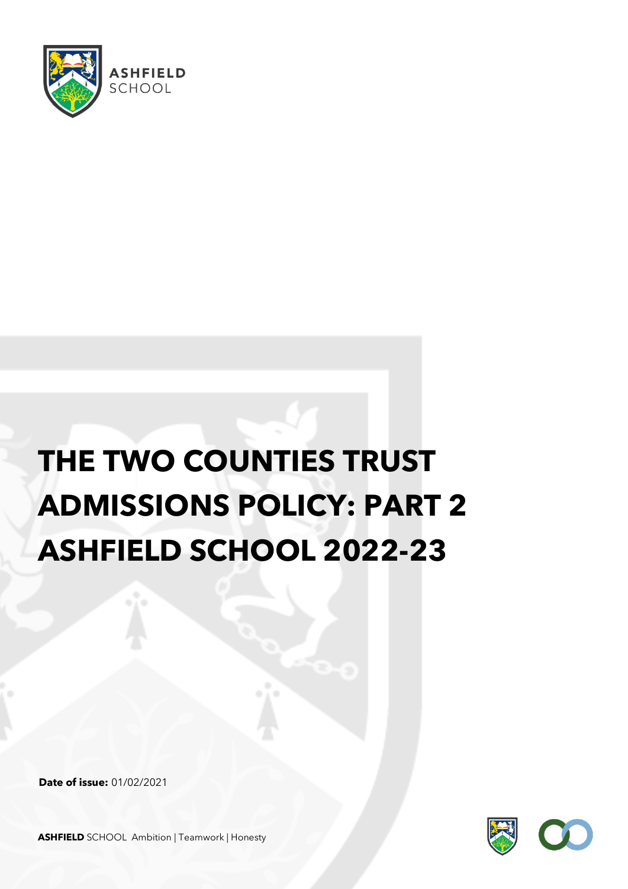ASHFIELD SCHOOL

# THE TWO COUNTIES TRUST ADMISSIONS POLICY: PART 2 ASHFIELD SCHOOL 2022-23

**Date of issue:** 01/02/2021

**ASHFIELD** SCHOOL Ambition | Teamwork | Honesty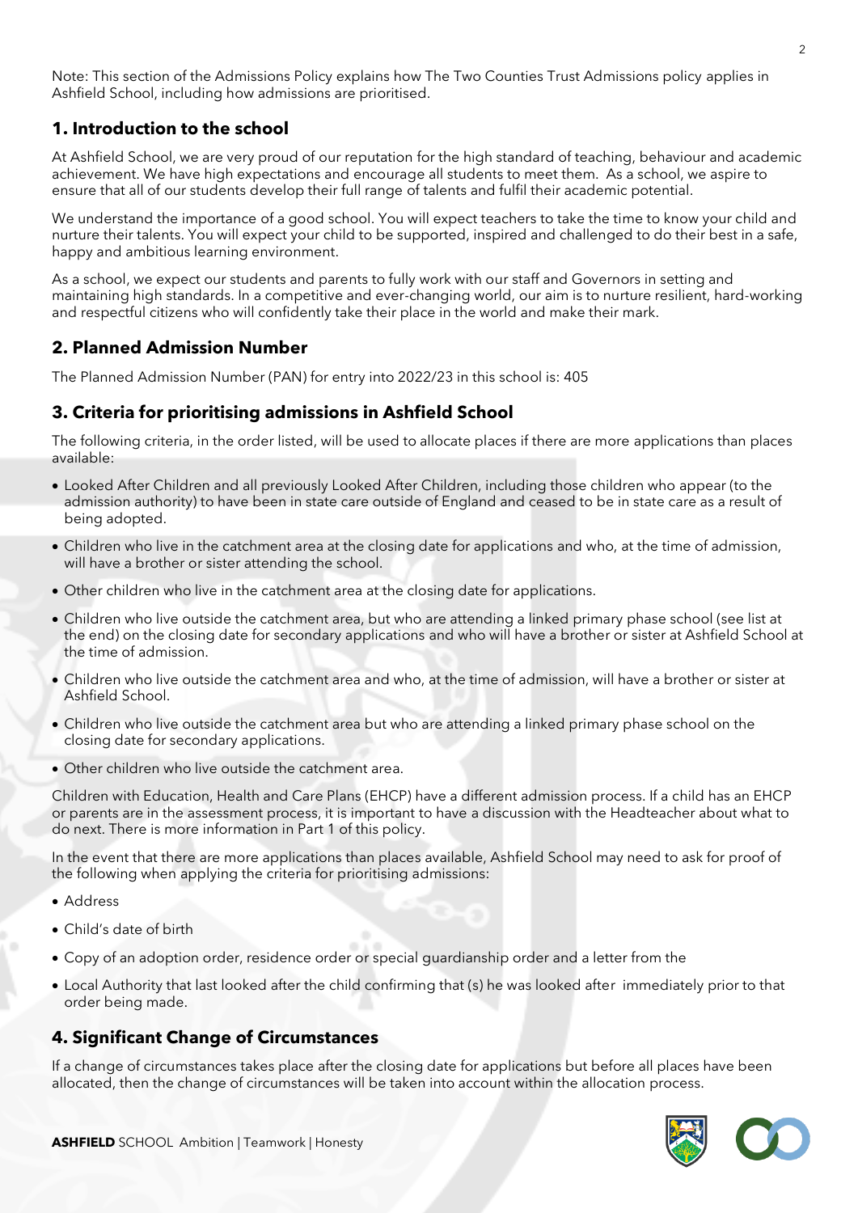Note: This section of the Admissions Policy explains how The Two Counties Trust Admissions policy applies in Ashfield School, including how admissions are prioritised.

## 1. Introduction to the school

At Ashfield School, we are very proud of our reputation for the high standard of teaching, behaviour and academic achievement. We have high expectations and encourage all students to meet them. As a school, we aspire to ensure that all of our students develop their full range of talents and fulfil their academic potential.

We understand the importance of a good school. You will expect teachers to take the time to know your child and nurture their talents. You will expect your child to be supported, inspired and challenged to do their best in a safe, happy and ambitious learning environment.

As a school, we expect our students and parents to fully work with our staff and Governors in setting and maintaining high standards. In a competitive and ever-changing world, our aim is to nurture resilient, hard-working and respectful citizens who will confidently take their place in the world and make their mark.

## 2. Planned Admission Number

The Planned Admission Number (PAN) for entry into 2022/23 in this school is: 405

## 3. Criteria for prioritising admissions in Ashfield School

The following criteria, in the order listed, will be used to allocate places if there are more applications than places available:

- Looked After Children and all previously Looked After Children, including those children who appear (to the admission authority) to have been in state care outside of England and ceased to be in state care as a result of being adopted.
- Children who live in the catchment area at the closing date for applications and who, at the time of admission, will have a brother or sister attending the school.
- Other children who live in the catchment area at the closing date for applications.
- Children who live outside the catchment area, but who are attending a linked primary phase school (see list at the end) on the closing date for secondary applications and who will have a brother or sister at Ashfield School at the time of admission.
- Children who live outside the catchment area and who, at the time of admission, will have a brother or sister at Ashfield School.
- Children who live outside the catchment area but who are attending a linked primary phase school on the closing date for secondary applications.
- Other children who live outside the catchment area.

Children with Education, Health and Care Plans (EHCP) have a different admission process. If a child has an EHCP or parents are in the assessment process, it is important to have a discussion with the Headteacher about what to do next. There is more information in Part 1 of this policy.

In the event that there are more applications than places available, Ashfield School may need to ask for proof of the following when applying the criteria for prioritising admissions:

- Address
- Child's date of birth
- Copy of an adoption order, residence order or special guardianship order and a letter from the
- Local Authority that last looked after the child confirming that (s) he was looked after immediately prior to that order being made.

## 4. Significant Change of Circumstances

If a change of circumstances takes place after the closing date for applications but before all places have been allocated, then the change of circumstances will be taken into account within the allocation process.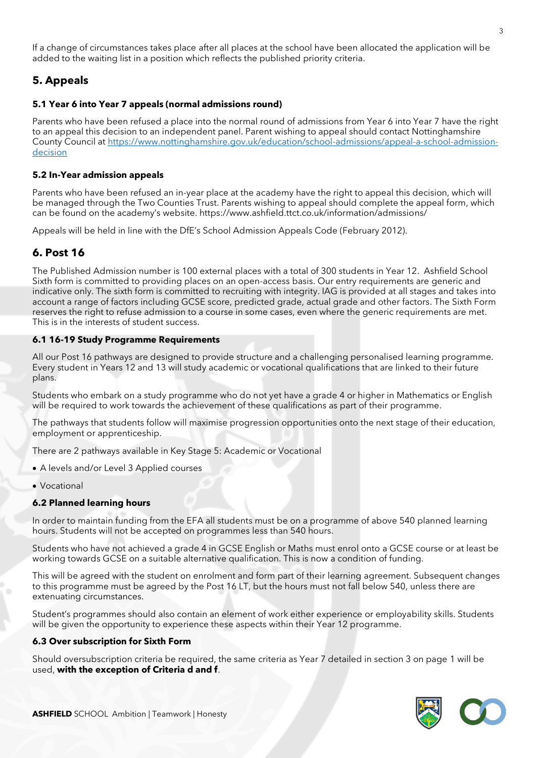If a change of circumstances takes place after all places at the school have been allocated the application will be added to the waiting list in a position which reflects the published priority criteria.

## 5. Appeals

#### 5.1 Year 6 into Year 7 appeals (normal admissions round)

Parents who have been refused a place into the normal round of admissions from Year 6 into Year 7 have the right to an appeal this decision to an independent panel. Parent wishing to appeal should contact Nottinghamshire County Council at [https://www.nottinghamshire.gov.uk/education/school-admissions/appeal-a-school-admission-decision](https://www.nottinghamshire.gov.uk/education/school-admissions/appeal-a-school-admission-decision)

#### 5.2 In-Year admission appeals

Parents who have been refused an in-year place at the academy have the right to appeal this decision, which will be managed through the Two Counties Trust. Parents wishing to appeal should complete the appeal form, which can be found on the academy's website. https://www.ashfield.ttct.co.uk/information/admissions/

Appeals will be held in line with the DfE's School Admission Appeals Code (February 2012).

## 6. Post 16

The Published Admission number is 100 external places with a total of 300 students in Year 12. Ashfield School Sixth form is committed to providing places on an open-access basis. Our entry requirements are generic and indicative only. The sixth form is committed to recruiting with integrity. IAG is provided at all stages and takes into account a range of factors including GCSE score, predicted grade, actual grade and other factors. The Sixth Form reserves the right to refuse admission to a course in some cases, even where the generic requirements are met. This is in the interests of student success.

#### 6.1 16-19 Study Programme Requirements

All our Post 16 pathways are designed to provide structure and a challenging personalised learning programme. Every student in Years 12 and 13 will study academic or vocational qualifications that are linked to their future plans.

Students who embark on a study programme who do not yet have a grade 4 or higher in Mathematics or English will be required to work towards the achievement of these qualifications as part of their programme.

The pathways that students follow will maximise progression opportunities onto the next stage of their education, employment or apprenticeship.

There are 2 pathways available in Key Stage 5: Academic or Vocational

- A levels and/or Level 3 Applied courses
- Vocational

#### 6.2 Planned learning hours

In order to maintain funding from the EFA all students must be on a programme of above 540 planned learning hours. Students will not be accepted on programmes less than 540 hours.

Students who have not achieved a grade 4 in GCSE English or Maths must enrol onto a GCSE course or at least be working towards GCSE on a suitable alternative qualification. This is now a condition of funding.

This will be agreed with the student on enrolment and form part of their learning agreement. Subsequent changes to this programme must be agreed by the Post 16 LT, but the hours must not fall below 540, unless there are extenuating circumstances.

Student's programmes should also contain an element of work either experience or employability skills. Students will be given the opportunity to experience these aspects within their Year 12 programme.

#### 6.3 Over subscription for Sixth Form

Should oversubscription criteria be required, the same criteria as Year 7 detailed in section 3 on page 1 will be used, **with the exception of Criteria d and f**.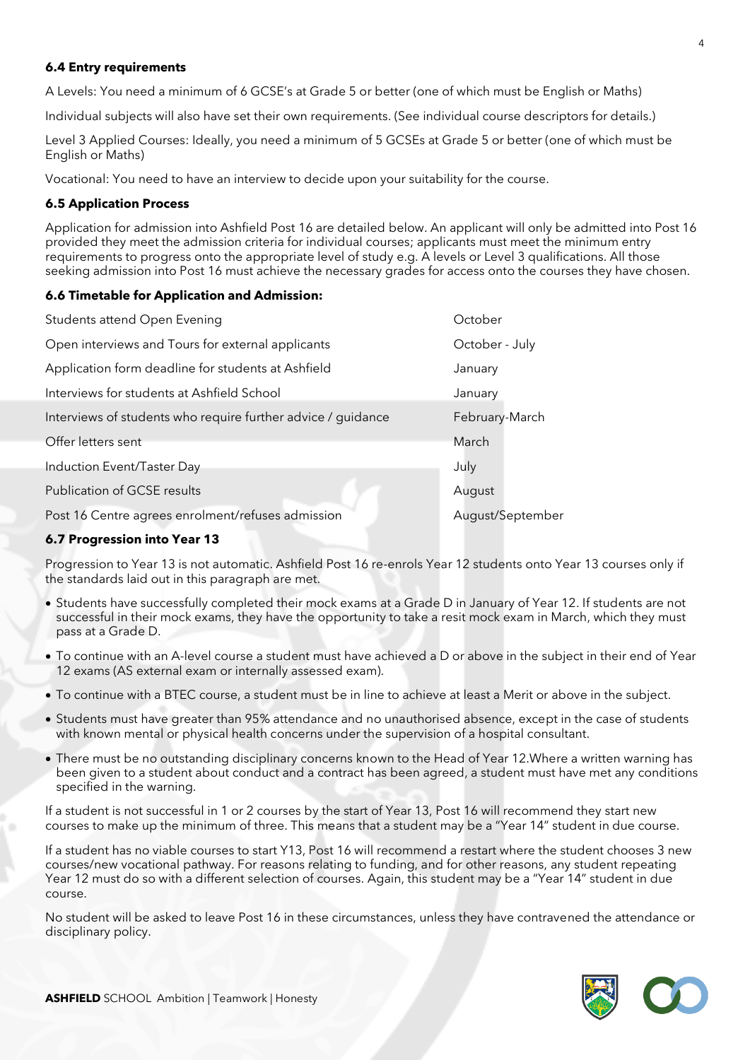**6.4 Entry requirements**

A Levels: You need a minimum of 6 GCSE's at Grade 5 or better (one of which must be English or Maths)

Individual subjects will also have set their own requirements. (See individual course descriptors for details.)

Level 3 Applied Courses: Ideally, you need a minimum of 5 GCSEs at Grade 5 or better (one of which must be English or Maths)

Vocational: You need to have an interview to decide upon your suitability for the course.

**6.5 Application Process**

Application for admission into Ashfield Post 16 are detailed below. An applicant will only be admitted into Post 16 provided they meet the admission criteria for individual courses; applicants must meet the minimum entry requirements to progress onto the appropriate level of study e.g. A levels or Level 3 qualifications. All those seeking admission into Post 16 must achieve the necessary grades for access onto the courses they have chosen.

**6.6 Timetable for Application and Admission:**

| | |
|---|---|
| Students attend Open Evening | October |
| Open interviews and Tours for external applicants | October - July |
| Application form deadline for students at Ashfield | January |
| Interviews for students at Ashfield School | January |
| Interviews of students who require further advice / guidance | February-March |
| Offer letters sent | March |
| Induction Event/Taster Day | July |
| Publication of GCSE results | August |
| Post 16 Centre agrees enrolment/refuses admission | August/September |

**6.7 Progression into Year 13**

Progression to Year 13 is not automatic. Ashfield Post 16 re-enrols Year 12 students onto Year 13 courses only if the standards laid out in this paragraph are met.

- Students have successfully completed their mock exams at a Grade D in January of Year 12. If students are not successful in their mock exams, they have the opportunity to take a resit mock exam in March, which they must pass at a Grade D.
- To continue with an A-level course a student must have achieved a D or above in the subject in their end of Year 12 exams (AS external exam or internally assessed exam).
- To continue with a BTEC course, a student must be in line to achieve at least a Merit or above in the subject.
- Students must have greater than 95% attendance and no unauthorised absence, except in the case of students with known mental or physical health concerns under the supervision of a hospital consultant.
- There must be no outstanding disciplinary concerns known to the Head of Year 12.Where a written warning has been given to a student about conduct and a contract has been agreed, a student must have met any conditions specified in the warning.

If a student is not successful in 1 or 2 courses by the start of Year 13, Post 16 will recommend they start new courses to make up the minimum of three. This means that a student may be a "Year 14" student in due course.

If a student has no viable courses to start Y13, Post 16 will recommend a restart where the student chooses 3 new courses/new vocational pathway. For reasons relating to funding, and for other reasons, any student repeating Year 12 must do so with a different selection of courses. Again, this student may be a "Year 14" student in due course.

No student will be asked to leave Post 16 in these circumstances, unless they have contravened the attendance or disciplinary policy.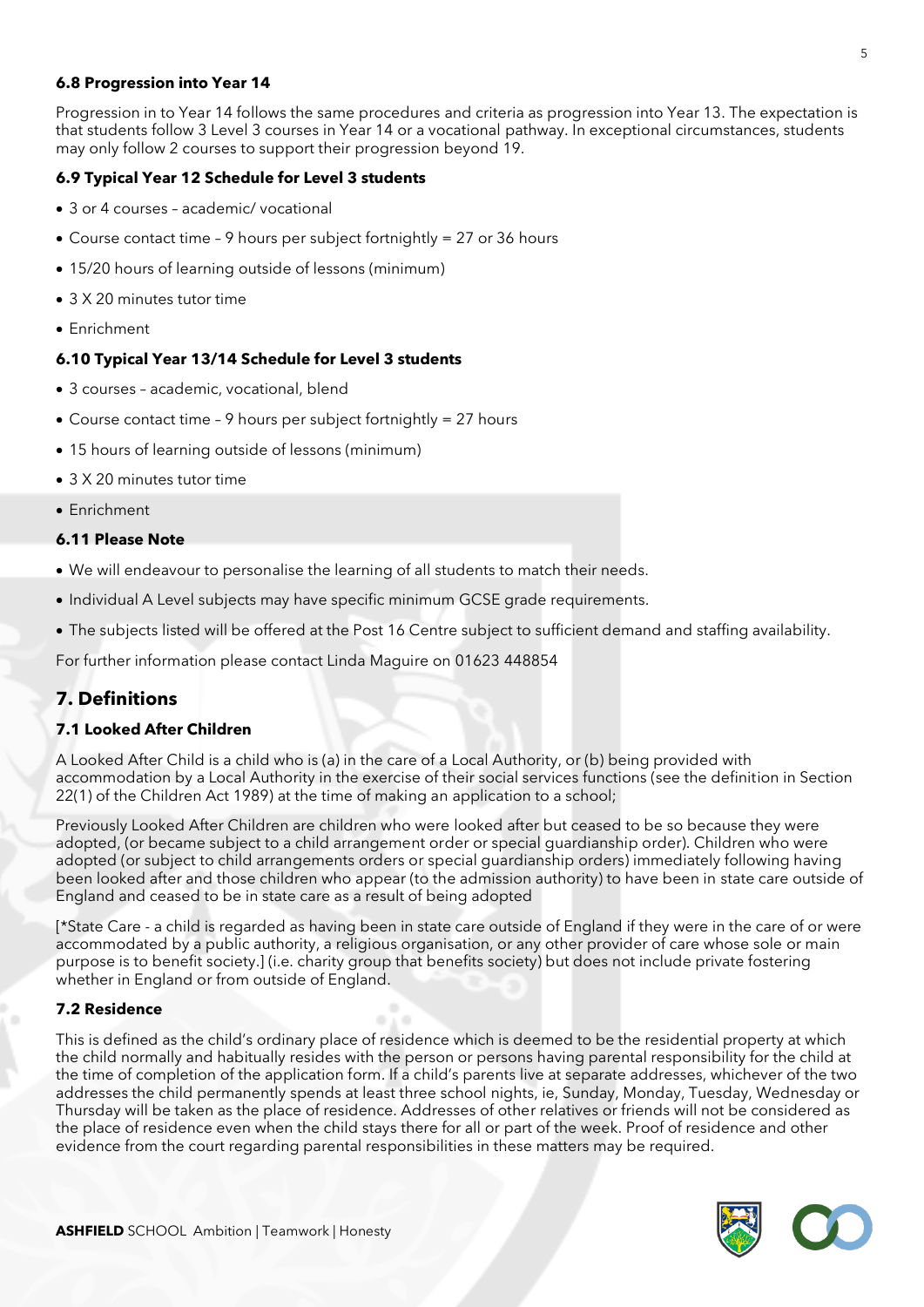#### 6.8 Progression into Year 14

Progression in to Year 14 follows the same procedures and criteria as progression into Year 13. The expectation is that students follow 3 Level 3 courses in Year 14 or a vocational pathway. In exceptional circumstances, students may only follow 2 courses to support their progression beyond 19.

#### 6.9 Typical Year 12 Schedule for Level 3 students

- 3 or 4 courses – academic/ vocational
- Course contact time – 9 hours per subject fortnightly = 27 or 36 hours
- 15/20 hours of learning outside of lessons (minimum)
- 3 X 20 minutes tutor time
- Enrichment

#### 6.10 Typical Year 13/14 Schedule for Level 3 students

- 3 courses – academic, vocational, blend
- Course contact time – 9 hours per subject fortnightly = 27 hours
- 15 hours of learning outside of lessons (minimum)
- 3 X 20 minutes tutor time
- Enrichment

#### 6.11 Please Note

- We will endeavour to personalise the learning of all students to match their needs.
- Individual A Level subjects may have specific minimum GCSE grade requirements.
- The subjects listed will be offered at the Post 16 Centre subject to sufficient demand and staffing availability.

For further information please contact Linda Maguire on 01623 448854

## 7. Definitions

#### 7.1 Looked After Children

A Looked After Child is a child who is (a) in the care of a Local Authority, or (b) being provided with accommodation by a Local Authority in the exercise of their social services functions (see the definition in Section 22(1) of the Children Act 1989) at the time of making an application to a school;

Previously Looked After Children are children who were looked after but ceased to be so because they were adopted, (or became subject to a child arrangement order or special guardianship order). Children who were adopted (or subject to child arrangements orders or special guardianship orders) immediately following having been looked after and those children who appear (to the admission authority) to have been in state care outside of England and ceased to be in state care as a result of being adopted

[*State Care - a child is regarded as having been in state care outside of England if they were in the care of or were accommodated by a public authority, a religious organisation, or any other provider of care whose sole or main purpose is to benefit society.] (i.e. charity group that benefits society) but does not include private fostering whether in England or from outside of England.

#### 7.2 Residence

This is defined as the child's ordinary place of residence which is deemed to be the residential property at which the child normally and habitually resides with the person or persons having parental responsibility for the child at the time of completion of the application form. If a child's parents live at separate addresses, whichever of the two addresses the child permanently spends at least three school nights, ie, Sunday, Monday, Tuesday, Wednesday or Thursday will be taken as the place of residence. Addresses of other relatives or friends will not be considered as the place of residence even when the child stays there for all or part of the week. Proof of residence and other evidence from the court regarding parental responsibilities in these matters may be required.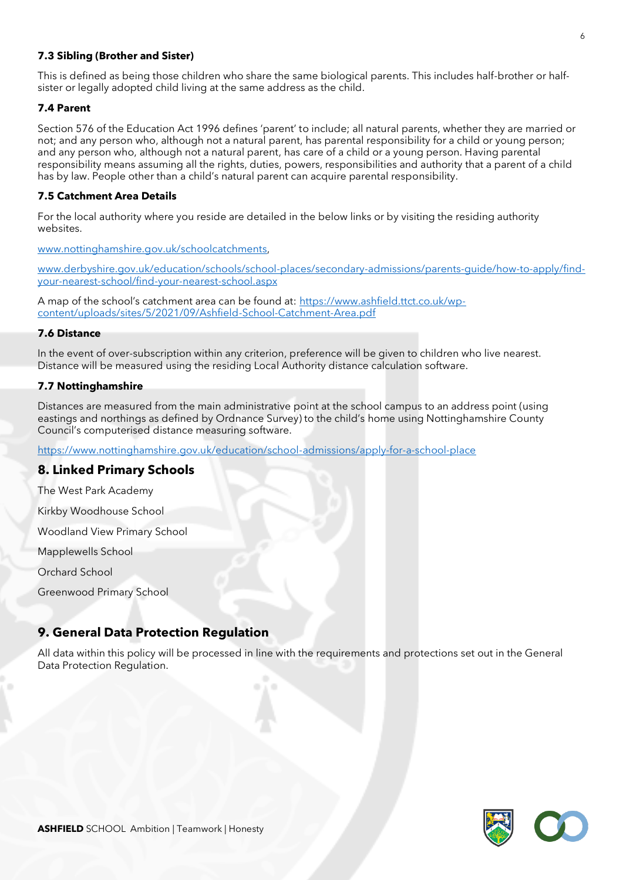### 7.3 Sibling (Brother and Sister)

This is defined as being those children who share the same biological parents. This includes half-brother or half-sister or legally adopted child living at the same address as the child.

### 7.4 Parent

Section 576 of the Education Act 1996 defines 'parent' to include; all natural parents, whether they are married or not; and any person who, although not a natural parent, has parental responsibility for a child or young person; and any person who, although not a natural parent, has care of a child or a young person. Having parental responsibility means assuming all the rights, duties, powers, responsibilities and authority that a parent of a child has by law. People other than a child's natural parent can acquire parental responsibility.

### 7.5 Catchment Area Details

For the local authority where you reside are detailed in the below links or by visiting the residing authority websites.

www.nottinghamshire.gov.uk/schoolcatchments,

www.derbyshire.gov.uk/education/schools/school-places/secondary-admissions/parents-guide/how-to-apply/find-your-nearest-school/find-your-nearest-school.aspx

A map of the school's catchment area can be found at: https://www.ashfield.ttct.co.uk/wp-content/uploads/sites/5/2021/09/Ashfield-School-Catchment-Area.pdf

### 7.6 Distance

In the event of over-subscription within any criterion, preference will be given to children who live nearest. Distance will be measured using the residing Local Authority distance calculation software.

### 7.7 Nottinghamshire

Distances are measured from the main administrative point at the school campus to an address point (using eastings and northings as defined by Ordnance Survey) to the child's home using Nottinghamshire County Council's computerised distance measuring software.

https://www.nottinghamshire.gov.uk/education/school-admissions/apply-for-a-school-place

## 8. Linked Primary Schools

The West Park Academy

Kirkby Woodhouse School

Woodland View Primary School

Mapplewells School

Orchard School

Greenwood Primary School

## 9. General Data Protection Regulation

All data within this policy will be processed in line with the requirements and protections set out in the General Data Protection Regulation.